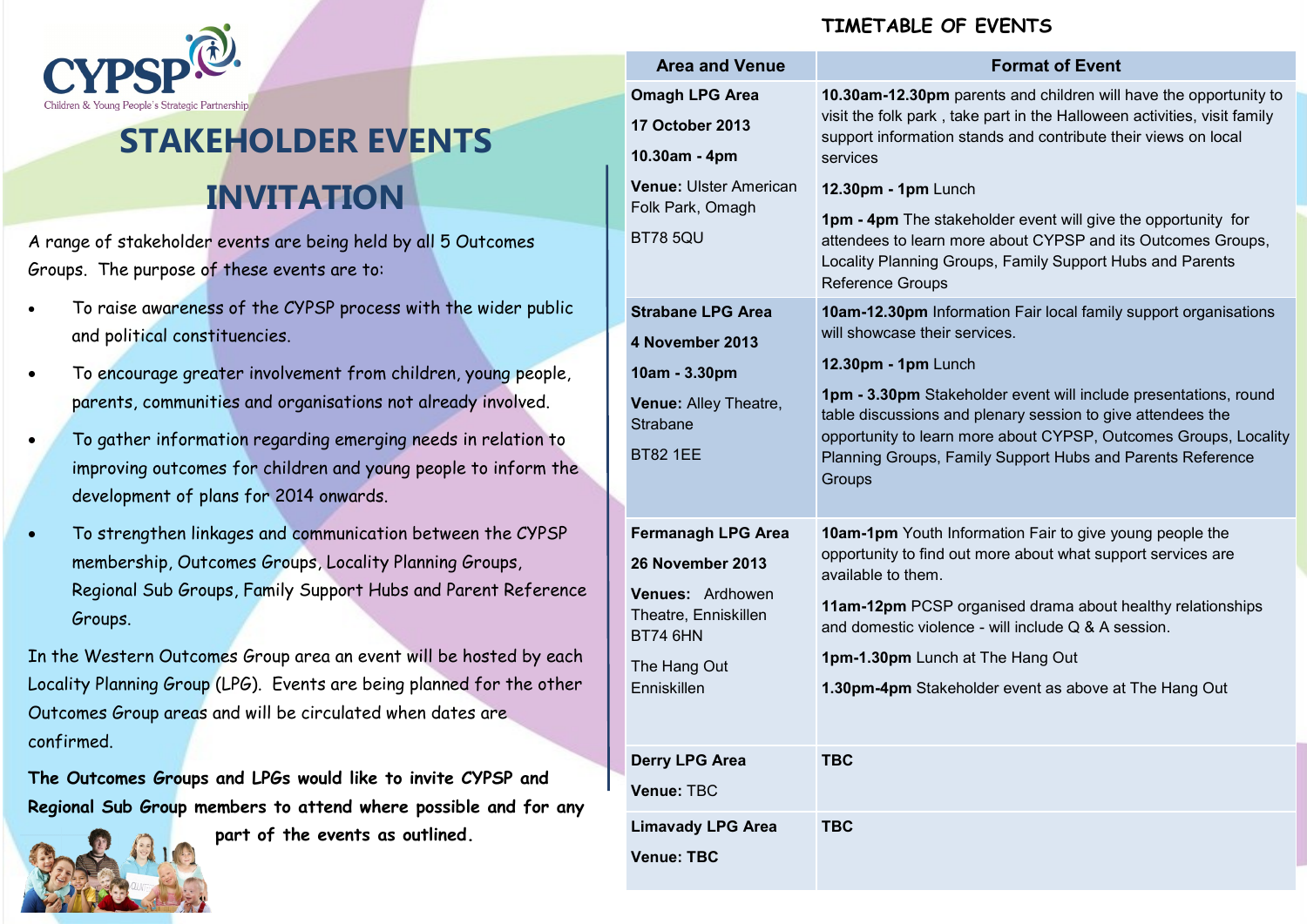CYPSP

Children & Young People's Strategic Partnership

# STAKEHOLDER EVENTS INVITATION

A range of stakeholder events are being held by all 5 Outcomes Groups. The purpose of these events are to:

- To raise awareness of the CYPSP process with the wider public and political constituencies.
- To encourage greater involvement from children, young people, parents, communities and organisations not already involved.
- To gather information regarding emerging needs in relation to improving outcomes for children and young people to inform the development of plans for 2014 onwards.
- To strengthen linkages and communication between the CYPSP membership, Outcomes Groups, Locality Planning Groups, Regional Sub Groups, Family Support Hubs and Parent Reference Groups.

In the Western Outcomes Group area an event will be hosted by each Locality Planning Group (LPG). Events are being planned for the other Outcomes Group areas and will be circulated when dates are confirmed.

**The Outcomes Groups and LPGs would like to invite CYPSP and Regional Sub Group members to attend where possible and for any part of the events as outlined.**

## TIMETABLE OF EVENTS

| Area and Venue | Format of Event |
|---|---|
| **Omagh LPG Area**<br>**17 October 2013**<br>**10.30am - 4pm**<br>**Venue:** Ulster American Folk Park, Omagh<br>BT78 5QU | **10.30am-12.30pm** parents and children will have the opportunity to visit the folk park , take part in the Halloween activities, visit family support information stands and contribute their views on local services<br>**12.30pm - 1pm** Lunch<br>**1pm - 4pm** The stakeholder event will give the opportunity for attendees to learn more about CYPSP and its Outcomes Groups, Locality Planning Groups, Family Support Hubs and Parents Reference Groups |
| **Strabane LPG Area**<br>**4 November 2013**<br>**10am - 3.30pm**<br>**Venue:** Alley Theatre, Strabane<br>BT82 1EE | **10am-12.30pm** Information Fair local family support organisations will showcase their services.<br>**12.30pm - 1pm** Lunch<br>**1pm - 3.30pm** Stakeholder event will include presentations, round table discussions and plenary session to give attendees the opportunity to learn more about CYPSP, Outcomes Groups, Locality Planning Groups, Family Support Hubs and Parents Reference Groups |
| **Fermanagh LPG Area**<br>**26 November 2013**<br>**Venues:** Ardhowen Theatre, Enniskillen BT74 6HN<br>The Hang Out Enniskillen | **10am-1pm** Youth Information Fair to give young people the opportunity to find out more about what support services are available to them.<br>**11am-12pm** PCSP organised drama about healthy relationships and domestic violence - will include Q & A session.<br>**1pm-1.30pm** Lunch at The Hang Out<br>**1.30pm-4pm** Stakeholder event as above at The Hang Out |
| **Derry LPG Area**<br>**Venue:** TBC | **TBC** |
| **Limavady LPG Area**<br>**Venue: TBC** | **TBC** |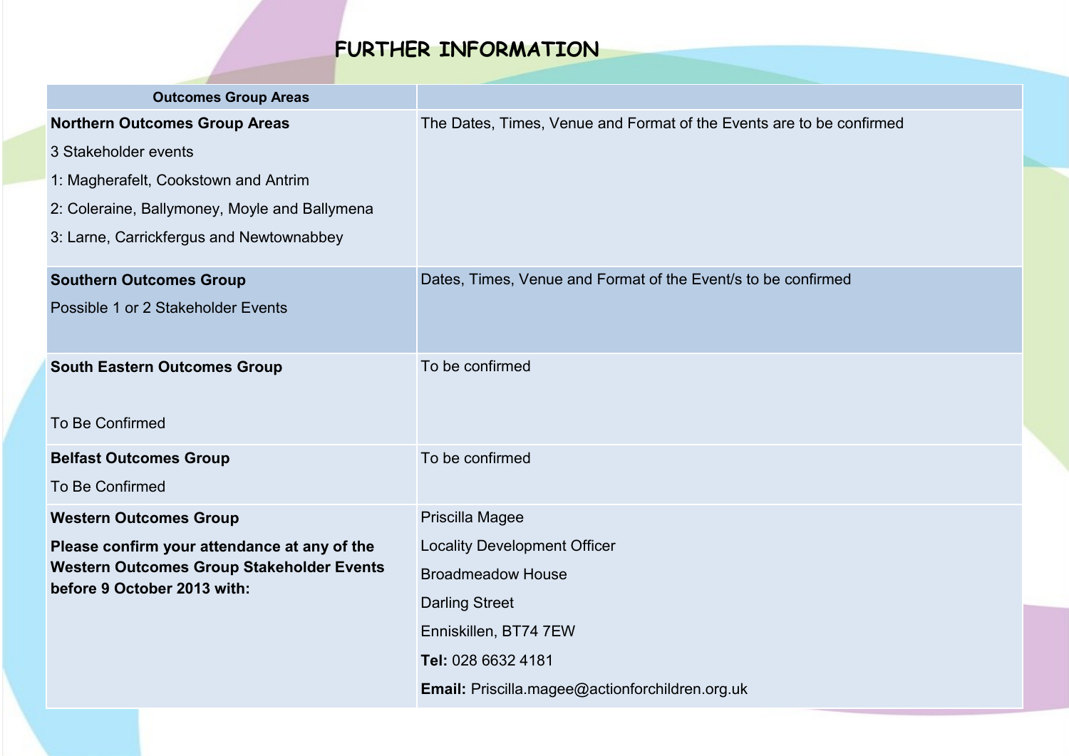# FURTHER INFORMATION

| Outcomes Group Areas | |
|---|---|
| **Northern Outcomes Group Areas**<br>3 Stakeholder events<br>1: Magherafelt, Cookstown and Antrim<br>2: Coleraine, Ballymoney, Moyle and Ballymena<br>3: Larne, Carrickfergus and Newtownabbey | The Dates, Times, Venue and Format of the Events are to be confirmed |
| **Southern Outcomes Group**<br>Possible 1 or 2 Stakeholder Events | Dates, Times, Venue and Format of the Event/s to be confirmed |
| **South Eastern Outcomes Group**<br>To Be Confirmed | To be confirmed |
| **Belfast Outcomes Group**<br>To Be Confirmed | To be confirmed |
| **Western Outcomes Group**<br>**Please confirm your attendance at any of the Western Outcomes Group Stakeholder Events before 9 October 2013 with:** | Priscilla Magee<br>Locality Development Officer<br>Broadmeadow House<br>Darling Street<br>Enniskillen, BT74 7EW<br>**Tel:** 028 6632 4181<br>**Email:** Priscilla.magee@actionforchildren.org.uk |